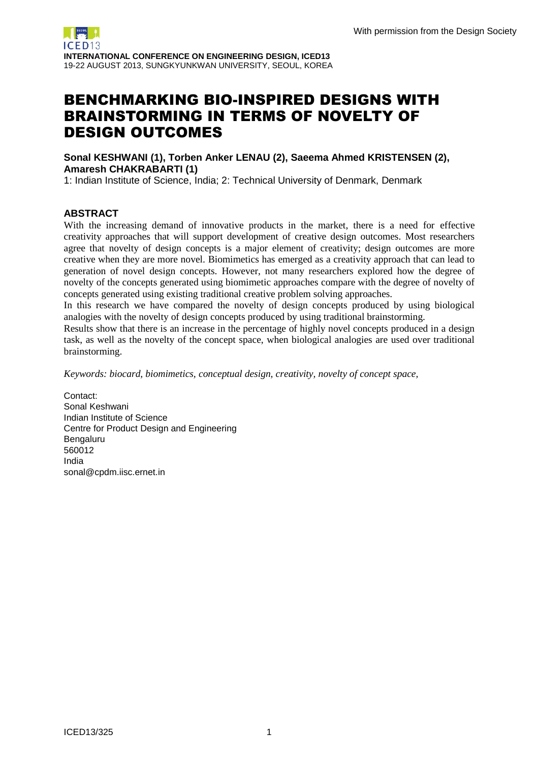With permission from the Design Society

**INTERNATIONAL CONFERENCE ON ENGINEERING DESIGN, ICED13**
19-22 AUGUST 2013, SUNGKYUNKWAN UNIVERSITY, SEOUL, KOREA

# BENCHMARKING BIO-INSPIRED DESIGNS WITH BRAINSTORMING IN TERMS OF NOVELTY OF DESIGN OUTCOMES

**Sonal KESHWANI (1), Torben Anker LENAU (2), Saeema Ahmed KRISTENSEN (2), Amaresh CHAKRABARTI (1)**
1: Indian Institute of Science, India; 2: Technical University of Denmark, Denmark

## ABSTRACT

With the increasing demand of innovative products in the market, there is a need for effective creativity approaches that will support development of creative design outcomes. Most researchers agree that novelty of design concepts is a major element of creativity; design outcomes are more creative when they are more novel. Biomimetics has emerged as a creativity approach that can lead to generation of novel design concepts. However, not many researchers explored how the degree of novelty of the concepts generated using biomimetic approaches compare with the degree of novelty of concepts generated using existing traditional creative problem solving approaches.

In this research we have compared the novelty of design concepts produced by using biological analogies with the novelty of design concepts produced by using traditional brainstorming.

Results show that there is an increase in the percentage of highly novel concepts produced in a design task, as well as the novelty of the concept space, when biological analogies are used over traditional brainstorming.

*Keywords: biocard, biomimetics, conceptual design, creativity, novelty of concept space,*

Contact:
Sonal Keshwani
Indian Institute of Science
Centre for Product Design and Engineering
Bengaluru
560012
India
sonal@cpdm.iisc.ernet.in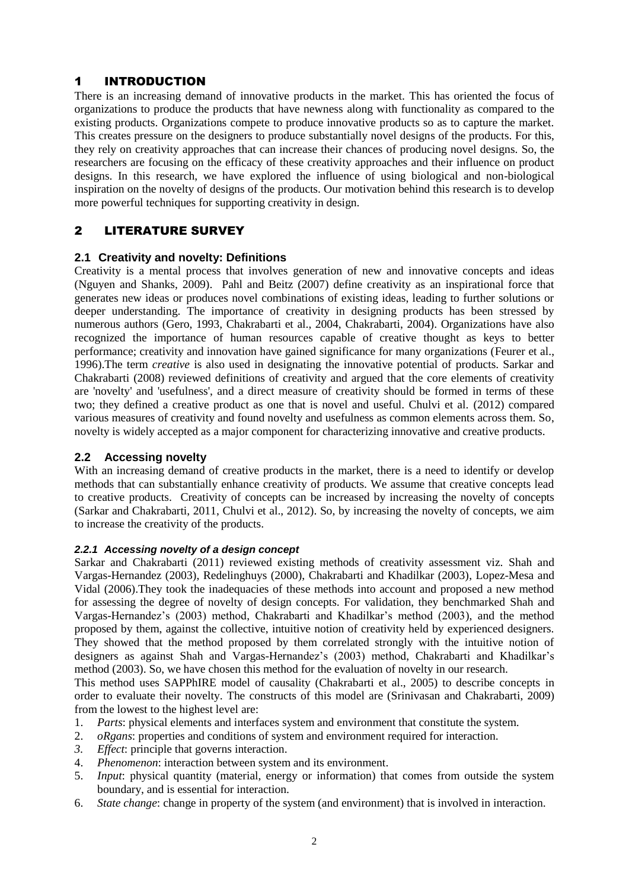# 1 INTRODUCTION

There is an increasing demand of innovative products in the market. This has oriented the focus of organizations to produce the products that have newness along with functionality as compared to the existing products. Organizations compete to produce innovative products so as to capture the market. This creates pressure on the designers to produce substantially novel designs of the products. For this, they rely on creativity approaches that can increase their chances of producing novel designs. So, the researchers are focusing on the efficacy of these creativity approaches and their influence on product designs. In this research, we have explored the influence of using biological and non-biological inspiration on the novelty of designs of the products. Our motivation behind this research is to develop more powerful techniques for supporting creativity in design.

# 2 LITERATURE SURVEY

## 2.1 Creativity and novelty: Definitions

Creativity is a mental process that involves generation of new and innovative concepts and ideas (Nguyen and Shanks, 2009). Pahl and Beitz (2007) define creativity as an inspirational force that generates new ideas or produces novel combinations of existing ideas, leading to further solutions or deeper understanding. The importance of creativity in designing products has been stressed by numerous authors (Gero, 1993, Chakrabarti et al., 2004, Chakrabarti, 2004). Organizations have also recognized the importance of human resources capable of creative thought as keys to better performance; creativity and innovation have gained significance for many organizations (Feurer et al., 1996).The term *creative* is also used in designating the innovative potential of products. Sarkar and Chakrabarti (2008) reviewed definitions of creativity and argued that the core elements of creativity are 'novelty' and 'usefulness', and a direct measure of creativity should be formed in terms of these two; they defined a creative product as one that is novel and useful. Chulvi et al. (2012) compared various measures of creativity and found novelty and usefulness as common elements across them. So, novelty is widely accepted as a major component for characterizing innovative and creative products.

## 2.2 Accessing novelty

With an increasing demand of creative products in the market, there is a need to identify or develop methods that can substantially enhance creativity of products. We assume that creative concepts lead to creative products. Creativity of concepts can be increased by increasing the novelty of concepts (Sarkar and Chakrabarti, 2011, Chulvi et al., 2012). So, by increasing the novelty of concepts, we aim to increase the creativity of the products.

### *2.2.1 Accessing novelty of a design concept*

Sarkar and Chakrabarti (2011) reviewed existing methods of creativity assessment viz. Shah and Vargas-Hernandez (2003), Redelinghuys (2000), Chakrabarti and Khadilkar (2003), Lopez-Mesa and Vidal (2006).They took the inadequacies of these methods into account and proposed a new method for assessing the degree of novelty of design concepts. For validation, they benchmarked Shah and Vargas-Hernandez's (2003) method, Chakrabarti and Khadilkar's method (2003), and the method proposed by them, against the collective, intuitive notion of creativity held by experienced designers. They showed that the method proposed by them correlated strongly with the intuitive notion of designers as against Shah and Vargas-Hernandez's (2003) method, Chakrabarti and Khadilkar's method (2003). So, we have chosen this method for the evaluation of novelty in our research.

This method uses SAPPhIRE model of causality (Chakrabarti et al., 2005) to describe concepts in order to evaluate their novelty. The constructs of this model are (Srinivasan and Chakrabarti, 2009) from the lowest to the highest level are:

1. *Parts*: physical elements and interfaces system and environment that constitute the system.
2. *oRgans*: properties and conditions of system and environment required for interaction.
3. *Effect*: principle that governs interaction.
4. *Phenomenon*: interaction between system and its environment.
5. *Input*: physical quantity (material, energy or information) that comes from outside the system boundary, and is essential for interaction.
6. *State change*: change in property of the system (and environment) that is involved in interaction.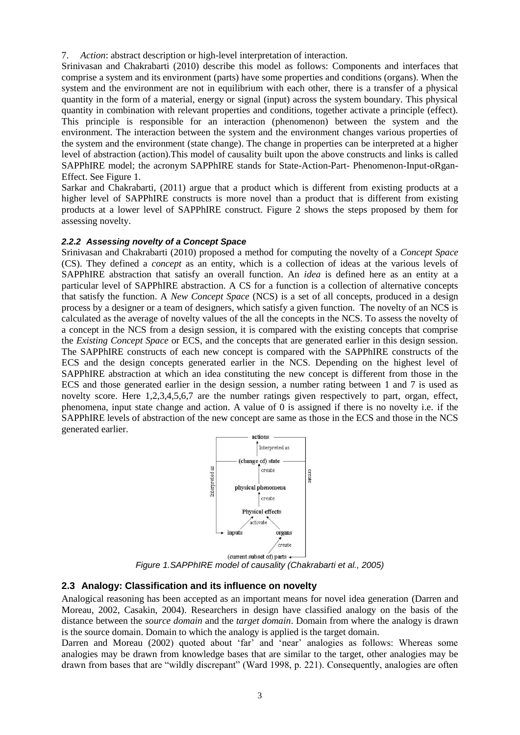7. *Action*: abstract description or high-level interpretation of interaction.

Srinivasan and Chakrabarti (2010) describe this model as follows: Components and interfaces that comprise a system and its environment (parts) have some properties and conditions (organs). When the system and the environment are not in equilibrium with each other, there is a transfer of a physical quantity in the form of a material, energy or signal (input) across the system boundary. This physical quantity in combination with relevant properties and conditions, together activate a principle (effect). This principle is responsible for an interaction (phenomenon) between the system and the environment. The interaction between the system and the environment changes various properties of the system and the environment (state change). The change in properties can be interpreted at a higher level of abstraction (action).This model of causality built upon the above constructs and links is called SAPPhIRE model; the acronym SAPPhIRE stands for State-Action-Part- Phenomenon-Input-oRgan-Effect. See Figure 1.

Sarkar and Chakrabarti, (2011) argue that a product which is different from existing products at a higher level of SAPPhIRE constructs is more novel than a product that is different from existing products at a lower level of SAPPhIRE construct. Figure 2 shows the steps proposed by them for assessing novelty.

#### *2.2.2 Assessing novelty of a Concept Space*

Srinivasan and Chakrabarti (2010) proposed a method for computing the novelty of a *Concept Space* (CS). They defined a *concept* as an entity, which is a collection of ideas at the various levels of SAPPhIRE abstraction that satisfy an overall function. An *idea* is defined here as an entity at a particular level of SAPPhIRE abstraction. A CS for a function is a collection of alternative concepts that satisfy the function. A *New Concept Space* (NCS) is a set of all concepts, produced in a design process by a designer or a team of designers, which satisfy a given function. The novelty of an NCS is calculated as the average of novelty values of the all the concepts in the NCS. To assess the novelty of a concept in the NCS from a design session, it is compared with the existing concepts that comprise the *Existing Concept Space* or ECS, and the concepts that are generated earlier in this design session. The SAPPhIRE constructs of each new concept is compared with the SAPPhIRE constructs of the ECS and the design concepts generated earlier in the NCS. Depending on the highest level of SAPPhIRE abstraction at which an idea constituting the new concept is different from those in the ECS and those generated earlier in the design session, a number rating between 1 and 7 is used as novelty score. Here 1,2,3,4,5,6,7 are the number ratings given respectively to part, organ, effect, phenomena, input state change and action. A value of 0 is assigned if there is no novelty i.e. if the SAPPhIRE levels of abstraction of the new concept are same as those in the ECS and those in the NCS generated earlier.

*Figure 1.SAPPhIRE model of causality (Chakrabarti et al., 2005)*

### 2.3 Analogy: Classification and its influence on novelty

Analogical reasoning has been accepted as an important means for novel idea generation (Darren and Moreau, 2002, Casakin, 2004). Researchers in design have classified analogy on the basis of the distance between the *source domain* and the *target domain*. Domain from where the analogy is drawn is the source domain. Domain to which the analogy is applied is the target domain.

Darren and Moreau (2002) quoted about 'far' and 'near' analogies as follows: Whereas some analogies may be drawn from knowledge bases that are similar to the target, other analogies may be drawn from bases that are "wildly discrepant" (Ward 1998, p. 221). Consequently, analogies are often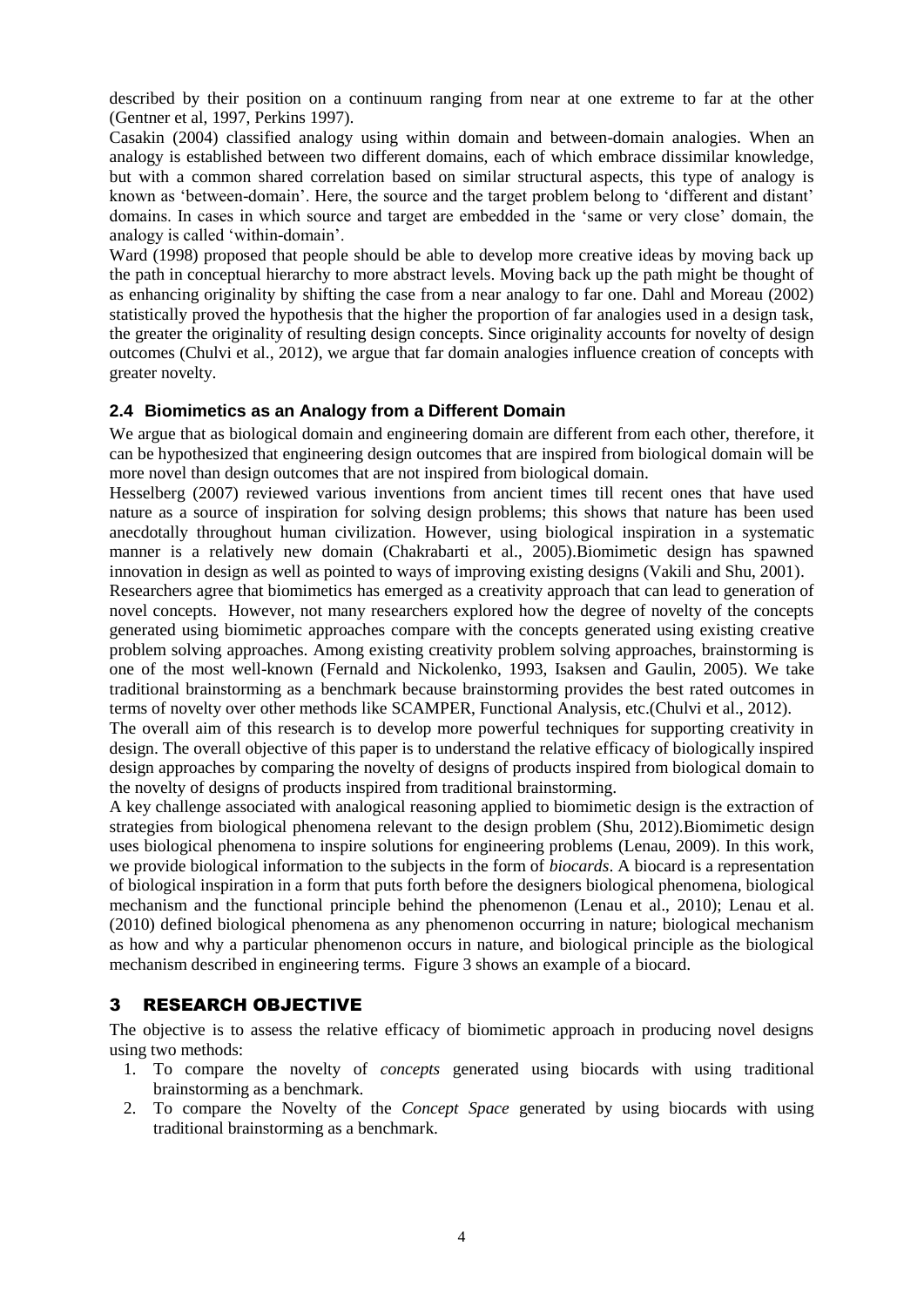described by their position on a continuum ranging from near at one extreme to far at the other (Gentner et al, 1997, Perkins 1997).

Casakin (2004) classified analogy using within domain and between-domain analogies. When an analogy is established between two different domains, each of which embrace dissimilar knowledge, but with a common shared correlation based on similar structural aspects, this type of analogy is known as 'between-domain'. Here, the source and the target problem belong to 'different and distant' domains. In cases in which source and target are embedded in the 'same or very close' domain, the analogy is called 'within-domain'.

Ward (1998) proposed that people should be able to develop more creative ideas by moving back up the path in conceptual hierarchy to more abstract levels. Moving back up the path might be thought of as enhancing originality by shifting the case from a near analogy to far one. Dahl and Moreau (2002) statistically proved the hypothesis that the higher the proportion of far analogies used in a design task, the greater the originality of resulting design concepts. Since originality accounts for novelty of design outcomes (Chulvi et al., 2012), we argue that far domain analogies influence creation of concepts with greater novelty.

### 2.4 Biomimetics as an Analogy from a Different Domain

We argue that as biological domain and engineering domain are different from each other, therefore, it can be hypothesized that engineering design outcomes that are inspired from biological domain will be more novel than design outcomes that are not inspired from biological domain.

Hesselberg (2007) reviewed various inventions from ancient times till recent ones that have used nature as a source of inspiration for solving design problems; this shows that nature has been used anecdotally throughout human civilization. However, using biological inspiration in a systematic manner is a relatively new domain (Chakrabarti et al., 2005).Biomimetic design has spawned innovation in design as well as pointed to ways of improving existing designs (Vakili and Shu, 2001).

Researchers agree that biomimetics has emerged as a creativity approach that can lead to generation of novel concepts. However, not many researchers explored how the degree of novelty of the concepts generated using biomimetic approaches compare with the concepts generated using existing creative problem solving approaches. Among existing creativity problem solving approaches, brainstorming is one of the most well-known (Fernald and Nickolenko, 1993, Isaksen and Gaulin, 2005). We take traditional brainstorming as a benchmark because brainstorming provides the best rated outcomes in terms of novelty over other methods like SCAMPER, Functional Analysis, etc.(Chulvi et al., 2012).

The overall aim of this research is to develop more powerful techniques for supporting creativity in design. The overall objective of this paper is to understand the relative efficacy of biologically inspired design approaches by comparing the novelty of designs of products inspired from biological domain to the novelty of designs of products inspired from traditional brainstorming.

A key challenge associated with analogical reasoning applied to biomimetic design is the extraction of strategies from biological phenomena relevant to the design problem (Shu, 2012).Biomimetic design uses biological phenomena to inspire solutions for engineering problems (Lenau, 2009). In this work, we provide biological information to the subjects in the form of *biocards*. A biocard is a representation of biological inspiration in a form that puts forth before the designers biological phenomena, biological mechanism and the functional principle behind the phenomenon (Lenau et al., 2010); Lenau et al. (2010) defined biological phenomena as any phenomenon occurring in nature; biological mechanism as how and why a particular phenomenon occurs in nature, and biological principle as the biological mechanism described in engineering terms. Figure 3 shows an example of a biocard.

## 3 RESEARCH OBJECTIVE

The objective is to assess the relative efficacy of biomimetic approach in producing novel designs using two methods:

1. To compare the novelty of *concepts* generated using biocards with using traditional brainstorming as a benchmark.
2. To compare the Novelty of the *Concept Space* generated by using biocards with using traditional brainstorming as a benchmark.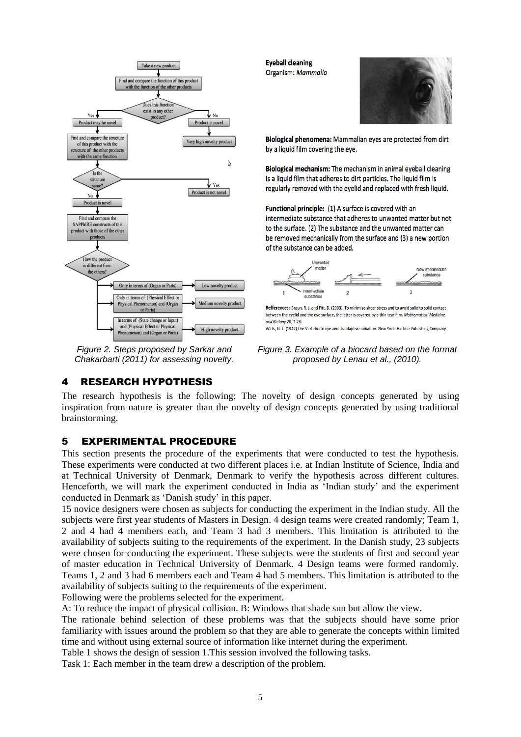Figure 2. Steps proposed by Sarkar and Chakarbarti (2011) for assessing novelty.

**Eyeball cleaning**
Organism: *Mammalia*

**Biological phenomena:** Mammalian eyes are protected from dirt by a liquid film covering the eye.

**Biological mechanism:** The mechanism in animal eyeball cleaning is a liquid film that adheres to dirt particles. The liquid film is regularly removed with the eyelid and replaced with fresh liquid.

**Functional principle:** (1) A surface is covered with an intermediate substance that adheres to unwanted matter but not to the surface. (2) The substance and the unwanted matter can be removed mechanically from the surface and (3) a new portion of the substance can be added.

**Refferences:** Braun, R. J. and Fitt, D. (2003). To minimise shear stress and to avoid solid to solid contact between the eyelid and the eye surface, the latter is covered by a thin tear film. *Mathematical Medicine and Biology* 20, 1-28.
Walls, G. L. (1942) The Vertebrate eye and its adaptive radiation. New York. Haftner Publishing Company.

Figure 3. Example of a biocard based on the format proposed by Lenau et al., (2010).

## 4 RESEARCH HYPOTHESIS

The research hypothesis is the following: The novelty of design concepts generated by using inspiration from nature is greater than the novelty of design concepts generated by using traditional brainstorming.

## 5 EXPERIMENTAL PROCEDURE

This section presents the procedure of the experiments that were conducted to test the hypothesis. These experiments were conducted at two different places i.e. at Indian Institute of Science, India and at Technical University of Denmark, Denmark to verify the hypothesis across different cultures. Henceforth, we will mark the experiment conducted in India as 'Indian study' and the experiment conducted in Denmark as 'Danish study' in this paper.

15 novice designers were chosen as subjects for conducting the experiment in the Indian study. All the subjects were first year students of Masters in Design. 4 design teams were created randomly; Team 1, 2 and 4 had 4 members each, and Team 3 had 3 members. This limitation is attributed to the availability of subjects suiting to the requirements of the experiment. In the Danish study, 23 subjects were chosen for conducting the experiment. These subjects were the students of first and second year of master education in Technical University of Denmark. 4 Design teams were formed randomly. Teams 1, 2 and 3 had 6 members each and Team 4 had 5 members. This limitation is attributed to the availability of subjects suiting to the requirements of the experiment.

Following were the problems selected for the experiment.

A: To reduce the impact of physical collision. B: Windows that shade sun but allow the view.

The rationale behind selection of these problems was that the subjects should have some prior familiarity with issues around the problem so that they are able to generate the concepts within limited time and without using external source of information like internet during the experiment.

Table 1 shows the design of session 1.This session involved the following tasks.

Task 1: Each member in the team drew a description of the problem.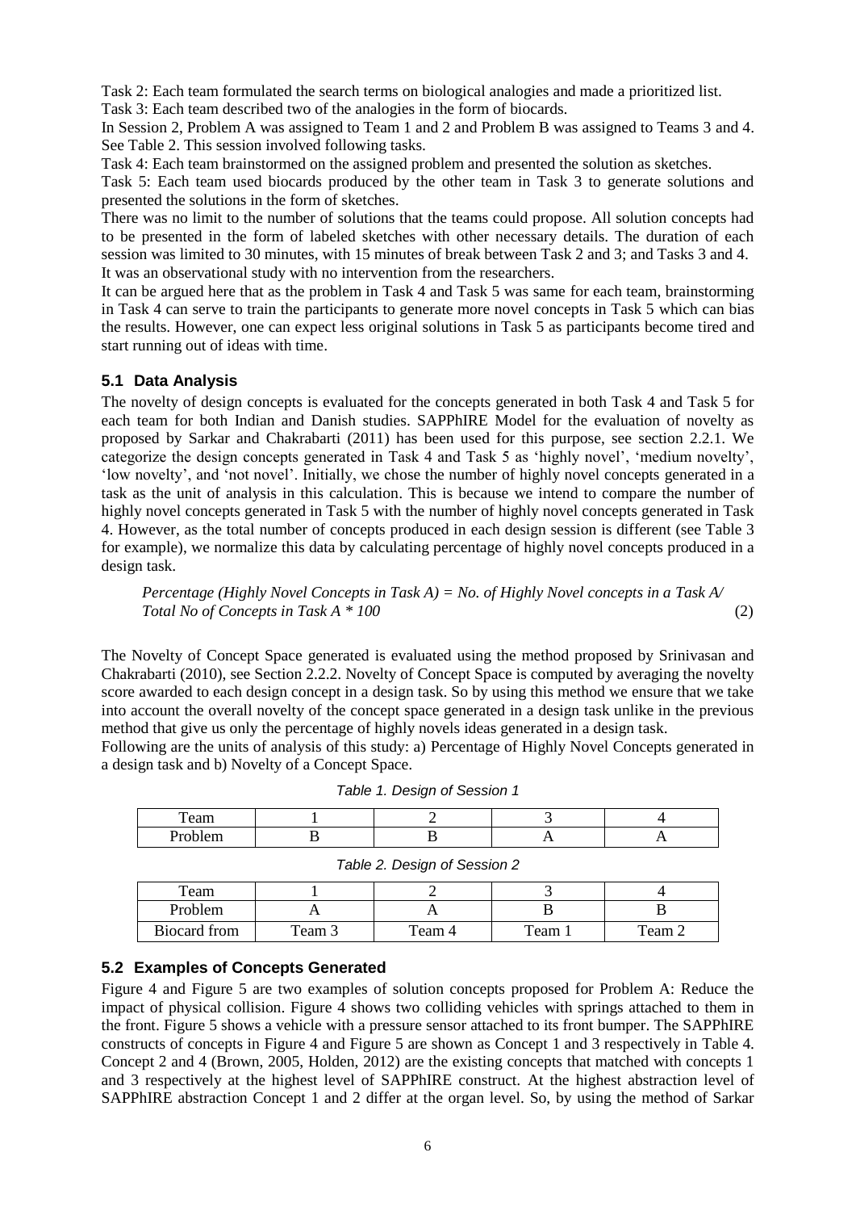Task 2: Each team formulated the search terms on biological analogies and made a prioritized list.

Task 3: Each team described two of the analogies in the form of biocards.

In Session 2, Problem A was assigned to Team 1 and 2 and Problem B was assigned to Teams 3 and 4. See Table 2. This session involved following tasks.

Task 4: Each team brainstormed on the assigned problem and presented the solution as sketches.

Task 5: Each team used biocards produced by the other team in Task 3 to generate solutions and presented the solutions in the form of sketches.

There was no limit to the number of solutions that the teams could propose. All solution concepts had to be presented in the form of labeled sketches with other necessary details. The duration of each session was limited to 30 minutes, with 15 minutes of break between Task 2 and 3; and Tasks 3 and 4. It was an observational study with no intervention from the researchers.

It can be argued here that as the problem in Task 4 and Task 5 was same for each team, brainstorming in Task 4 can serve to train the participants to generate more novel concepts in Task 5 which can bias the results. However, one can expect less original solutions in Task 5 as participants become tired and start running out of ideas with time.

### 5.1 Data Analysis

The novelty of design concepts is evaluated for the concepts generated in both Task 4 and Task 5 for each team for both Indian and Danish studies. SAPPhIRE Model for the evaluation of novelty as proposed by Sarkar and Chakrabarti (2011) has been used for this purpose, see section 2.2.1. We categorize the design concepts generated in Task 4 and Task 5 as 'highly novel', 'medium novelty', 'low novelty', and 'not novel'. Initially, we chose the number of highly novel concepts generated in a task as the unit of analysis in this calculation. This is because we intend to compare the number of highly novel concepts generated in Task 5 with the number of highly novel concepts generated in Task 4. However, as the total number of concepts produced in each design session is different (see Table 3 for example), we normalize this data by calculating percentage of highly novel concepts produced in a design task.

*Percentage (Highly Novel Concepts in Task A) = No. of Highly Novel concepts in a Task A/ Total No of Concepts in Task A * 100* (2)

The Novelty of Concept Space generated is evaluated using the method proposed by Srinivasan and Chakrabarti (2010), see Section 2.2.2. Novelty of Concept Space is computed by averaging the novelty score awarded to each design concept in a design task. So by using this method we ensure that we take into account the overall novelty of the concept space generated in a design task unlike in the previous method that give us only the percentage of highly novels ideas generated in a design task.

Following are the units of analysis of this study: a) Percentage of Highly Novel Concepts generated in a design task and b) Novelty of a Concept Space.

*Table 1. Design of Session 1*

| Team | 1 | 2 | 3 | 4 |
|---|---|---|---|---|
| Problem | B | B | A | A |

*Table 2. Design of Session 2*

| Team | 1 | 2 | 3 | 4 |
|---|---|---|---|---|
| Problem | A | A | B | B |
| Biocard from | Team 3 | Team 4 | Team 1 | Team 2 |

### 5.2 Examples of Concepts Generated

Figure 4 and Figure 5 are two examples of solution concepts proposed for Problem A: Reduce the impact of physical collision. Figure 4 shows two colliding vehicles with springs attached to them in the front. Figure 5 shows a vehicle with a pressure sensor attached to its front bumper. The SAPPhIRE constructs of concepts in Figure 4 and Figure 5 are shown as Concept 1 and 3 respectively in Table 4. Concept 2 and 4 (Brown, 2005, Holden, 2012) are the existing concepts that matched with concepts 1 and 3 respectively at the highest level of SAPPhIRE construct. At the highest abstraction level of SAPPhIRE abstraction Concept 1 and 2 differ at the organ level. So, by using the method of Sarkar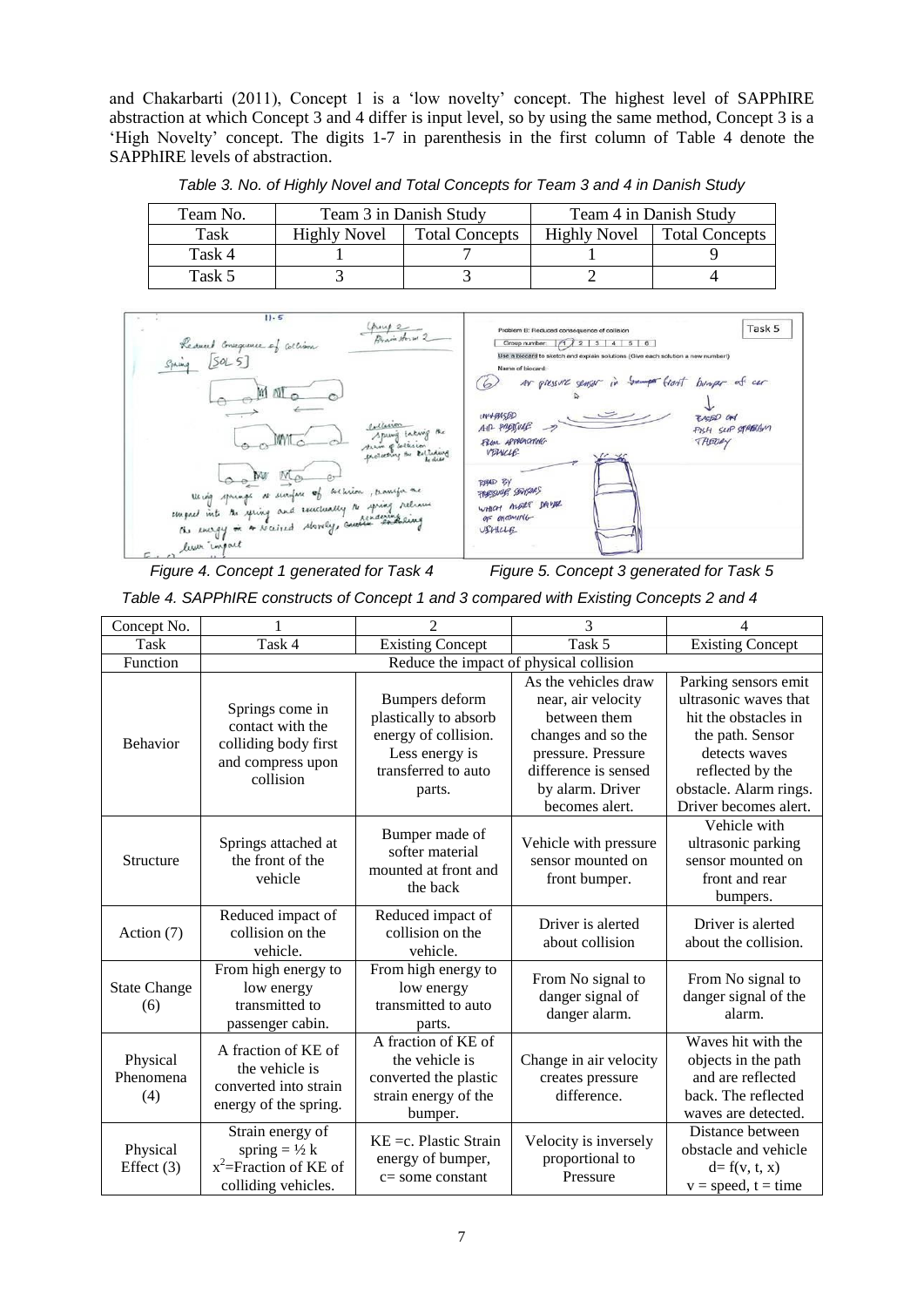and Chakarbarti (2011), Concept 1 is a 'low novelty' concept. The highest level of SAPPhIRE abstraction at which Concept 3 and 4 differ is input level, so by using the same method, Concept 3 is a 'High Novelty' concept. The digits 1-7 in parenthesis in the first column of Table 4 denote the SAPPhIRE levels of abstraction.

*Table 3. No. of Highly Novel and Total Concepts for Team 3 and 4 in Danish Study*

| Team No. | Team 3 in Danish Study | | Team 4 in Danish Study | |
|---|---|---|---|---|
| Task | Highly Novel | Total Concepts | Highly Novel | Total Concepts |
| Task 4 | 1 | 7 | 1 | 9 |
| Task 5 | 3 | 3 | 2 | 4 |

*Figure 4. Concept 1 generated for Task 4*

*Figure 5. Concept 3 generated for Task 5*

*Table 4. SAPPhIRE constructs of Concept 1 and 3 compared with Existing Concepts 2 and 4*

| Concept No. | 1 | 2 | 3 | 4 |
|---|---|---|---|---|
| Task | Task 4 | Existing Concept | Task 5 | Existing Concept |
| Function | Reduce the impact of physical collision | | | |
| Behavior | Springs come in contact with the colliding body first and compress upon collision | Bumpers deform plastically to absorb energy of collision. Less energy is transferred to auto parts. | As the vehicles draw near, air velocity between them changes and so the pressure. Pressure difference is sensed by alarm. Driver becomes alert. | Parking sensors emit ultrasonic waves that hit the obstacles in the path. Sensor detects waves reflected by the obstacle. Alarm rings. Driver becomes alert. |
| Structure | Springs attached at the front of the vehicle | Bumper made of softer material mounted at front and the back | Vehicle with pressure sensor mounted on front bumper. | Vehicle with ultrasonic parking sensor mounted on front and rear bumpers. |
| Action (7) | Reduced impact of collision on the vehicle. | Reduced impact of collision on the vehicle. | Driver is alerted about collision | Driver is alerted about the collision. |
| State Change (6) | From high energy to low energy transmitted to passenger cabin. | From high energy to low energy transmitted to auto parts. | From No signal to danger signal of danger alarm. | From No signal to danger signal of the alarm. |
| Physical Phenomena (4) | A fraction of KE of the vehicle is converted into strain energy of the spring. | A fraction of KE of the vehicle is converted the plastic strain energy of the bumper. | Change in air velocity creates pressure difference. | Waves hit with the objects in the path and are reflected back. The reflected waves are detected. |
| Physical Effect (3) | Strain energy of spring = ½ k $x^2$=Fraction of KE of colliding vehicles. | KE =c. Plastic Strain energy of bumper, c= some constant | Velocity is inversely proportional to Pressure | Distance between obstacle and vehicle d= f(v, t, x) v = speed, t = time |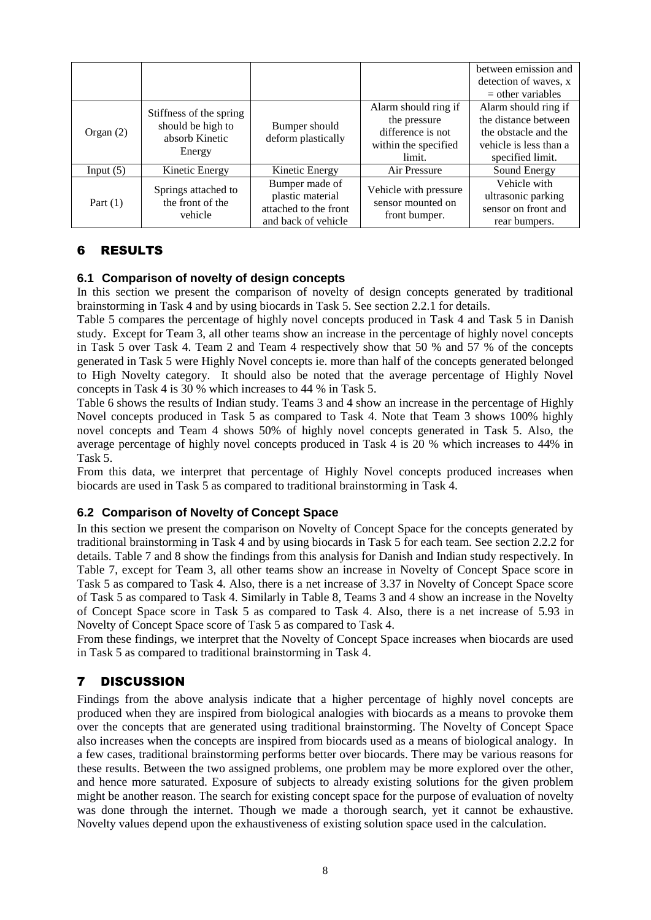| | | | | between emission and detection of waves, x = other variables |
|---|---|---|---|---|
| Organ (2) | Stiffness of the spring should be high to absorb Kinetic Energy | Bumper should deform plastically | Alarm should ring if the pressure difference is not within the specified limit. | Alarm should ring if the distance between the obstacle and the vehicle is less than a specified limit. |
| Input (5) | Kinetic Energy | Kinetic Energy | Air Pressure | Sound Energy |
| Part (1) | Springs attached to the front of the vehicle | Bumper made of plastic material attached to the front and back of vehicle | Vehicle with pressure sensor mounted on front bumper. | Vehicle with ultrasonic parking sensor on front and rear bumpers. |

# 6 RESULTS

## 6.1 Comparison of novelty of design concepts

In this section we present the comparison of novelty of design concepts generated by traditional brainstorming in Task 4 and by using biocards in Task 5. See section 2.2.1 for details.

Table 5 compares the percentage of highly novel concepts produced in Task 4 and Task 5 in Danish study. Except for Team 3, all other teams show an increase in the percentage of highly novel concepts in Task 5 over Task 4. Team 2 and Team 4 respectively show that 50 % and 57 % of the concepts generated in Task 5 were Highly Novel concepts ie. more than half of the concepts generated belonged to High Novelty category. It should also be noted that the average percentage of Highly Novel concepts in Task 4 is 30 % which increases to 44 % in Task 5.

Table 6 shows the results of Indian study. Teams 3 and 4 show an increase in the percentage of Highly Novel concepts produced in Task 5 as compared to Task 4. Note that Team 3 shows 100% highly novel concepts and Team 4 shows 50% of highly novel concepts generated in Task 5. Also, the average percentage of highly novel concepts produced in Task 4 is 20 % which increases to 44% in Task 5.

From this data, we interpret that percentage of Highly Novel concepts produced increases when biocards are used in Task 5 as compared to traditional brainstorming in Task 4.

## 6.2 Comparison of Novelty of Concept Space

In this section we present the comparison on Novelty of Concept Space for the concepts generated by traditional brainstorming in Task 4 and by using biocards in Task 5 for each team. See section 2.2.2 for details. Table 7 and 8 show the findings from this analysis for Danish and Indian study respectively. In Table 7, except for Team 3, all other teams show an increase in Novelty of Concept Space score in Task 5 as compared to Task 4. Also, there is a net increase of 3.37 in Novelty of Concept Space score of Task 5 as compared to Task 4. Similarly in Table 8, Teams 3 and 4 show an increase in the Novelty of Concept Space score in Task 5 as compared to Task 4. Also, there is a net increase of 5.93 in Novelty of Concept Space score of Task 5 as compared to Task 4.

From these findings, we interpret that the Novelty of Concept Space increases when biocards are used in Task 5 as compared to traditional brainstorming in Task 4.

# 7 DISCUSSION

Findings from the above analysis indicate that a higher percentage of highly novel concepts are produced when they are inspired from biological analogies with biocards as a means to provoke them over the concepts that are generated using traditional brainstorming. The Novelty of Concept Space also increases when the concepts are inspired from biocards used as a means of biological analogy. In a few cases, traditional brainstorming performs better over biocards. There may be various reasons for these results. Between the two assigned problems, one problem may be more explored over the other, and hence more saturated. Exposure of subjects to already existing solutions for the given problem might be another reason. The search for existing concept space for the purpose of evaluation of novelty was done through the internet. Though we made a thorough search, yet it cannot be exhaustive. Novelty values depend upon the exhaustiveness of existing solution space used in the calculation.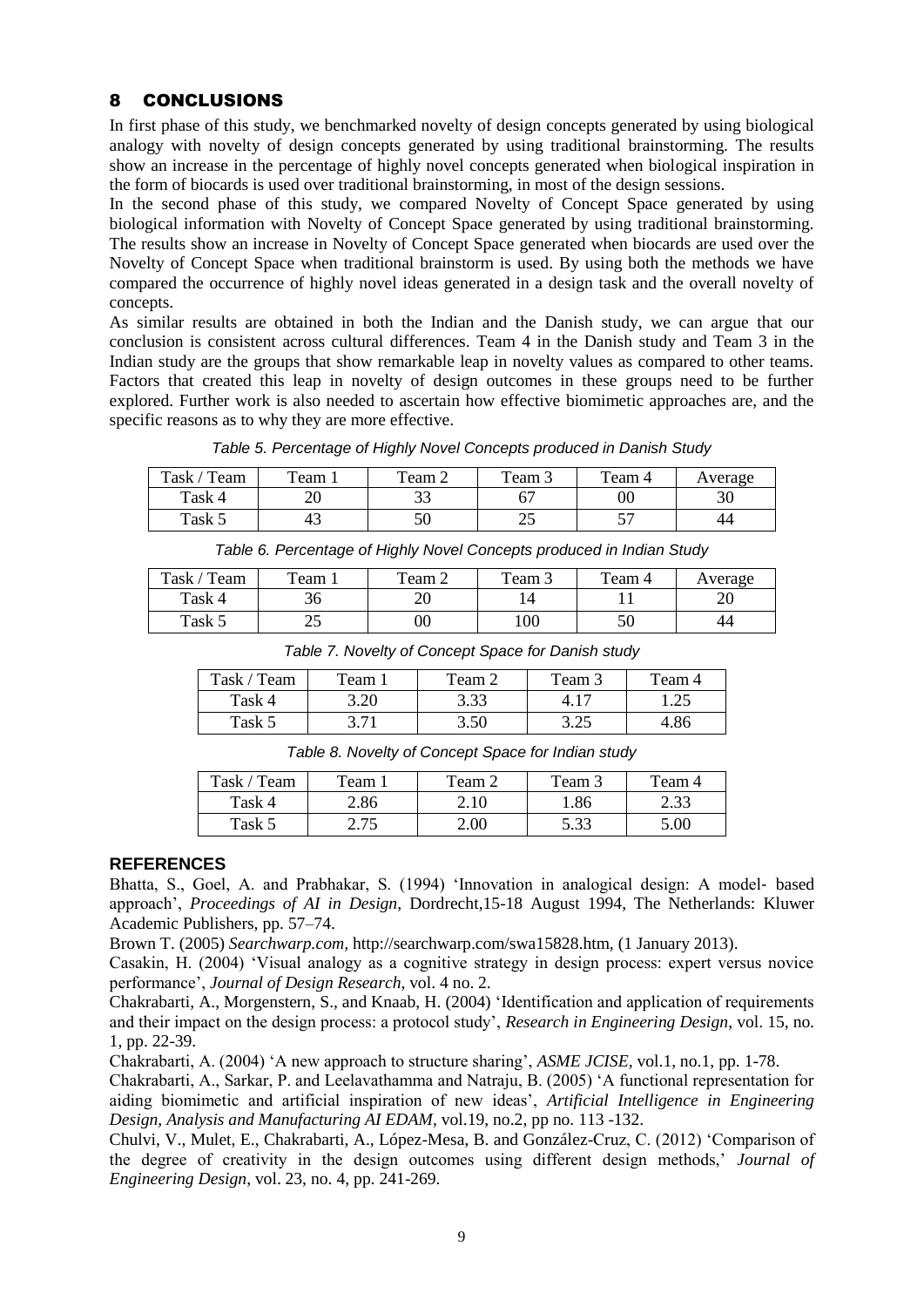## 8 CONCLUSIONS

In first phase of this study, we benchmarked novelty of design concepts generated by using biological analogy with novelty of design concepts generated by using traditional brainstorming. The results show an increase in the percentage of highly novel concepts generated when biological inspiration in the form of biocards is used over traditional brainstorming, in most of the design sessions.

In the second phase of this study, we compared Novelty of Concept Space generated by using biological information with Novelty of Concept Space generated by using traditional brainstorming. The results show an increase in Novelty of Concept Space generated when biocards are used over the Novelty of Concept Space when traditional brainstorm is used. By using both the methods we have compared the occurrence of highly novel ideas generated in a design task and the overall novelty of concepts.

As similar results are obtained in both the Indian and the Danish study, we can argue that our conclusion is consistent across cultural differences. Team 4 in the Danish study and Team 3 in the Indian study are the groups that show remarkable leap in novelty values as compared to other teams. Factors that created this leap in novelty of design outcomes in these groups need to be further explored. Further work is also needed to ascertain how effective biomimetic approaches are, and the specific reasons as to why they are more effective.

*Table 5. Percentage of Highly Novel Concepts produced in Danish Study*

| Task / Team | Team 1 | Team 2 | Team 3 | Team 4 | Average |
|---|---|---|---|---|---|
| Task 4 | 20 | 33 | 67 | 00 | 30 |
| Task 5 | 43 | 50 | 25 | 57 | 44 |

*Table 6. Percentage of Highly Novel Concepts produced in Indian Study*

| Task / Team | Team 1 | Team 2 | Team 3 | Team 4 | Average |
|---|---|---|---|---|---|
| Task 4 | 36 | 20 | 14 | 11 | 20 |
| Task 5 | 25 | 00 | 100 | 50 | 44 |

*Table 7. Novelty of Concept Space for Danish study*

| Task / Team | Team 1 | Team 2 | Team 3 | Team 4 |
|---|---|---|---|---|
| Task 4 | 3.20 | 3.33 | 4.17 | 1.25 |
| Task 5 | 3.71 | 3.50 | 3.25 | 4.86 |

*Table 8. Novelty of Concept Space for Indian study*

| Task / Team | Team 1 | Team 2 | Team 3 | Team 4 |
|---|---|---|---|---|
| Task 4 | 2.86 | 2.10 | 1.86 | 2.33 |
| Task 5 | 2.75 | 2.00 | 5.33 | 5.00 |

### REFERENCES

Bhatta, S., Goel, A. and Prabhakar, S. (1994) 'Innovation in analogical design: A model- based approach', *Proceedings of AI in Design*, Dordrecht,15-18 August 1994, The Netherlands: Kluwer Academic Publishers, pp. 57–74.

Brown T. (2005) *Searchwarp.com*, http://searchwarp.com/swa15828.htm, (1 January 2013).

Casakin, H. (2004) 'Visual analogy as a cognitive strategy in design process: expert versus novice performance', *Journal of Design Research*, vol. 4 no. 2.

Chakrabarti, A., Morgenstern, S., and Knaab, H. (2004) 'Identification and application of requirements and their impact on the design process: a protocol study', *Research in Engineering Design*, vol. 15, no. 1, pp. 22-39.

Chakrabarti, A. (2004) 'A new approach to structure sharing', *ASME JCISE*, vol.1, no.1, pp. 1-78.

Chakrabarti, A., Sarkar, P. and Leelavathamma and Natraju, B. (2005) 'A functional representation for aiding biomimetic and artificial inspiration of new ideas', *Artificial Intelligence in Engineering Design, Analysis and Manufacturing AI EDAM*, vol.19, no.2, pp no. 113 -132.

Chulvi, V., Mulet, E., Chakrabarti, A., López-Mesa, B. and González-Cruz, C. (2012) 'Comparison of the degree of creativity in the design outcomes using different design methods,' *Journal of Engineering Design*, vol. 23, no. 4, pp. 241-269.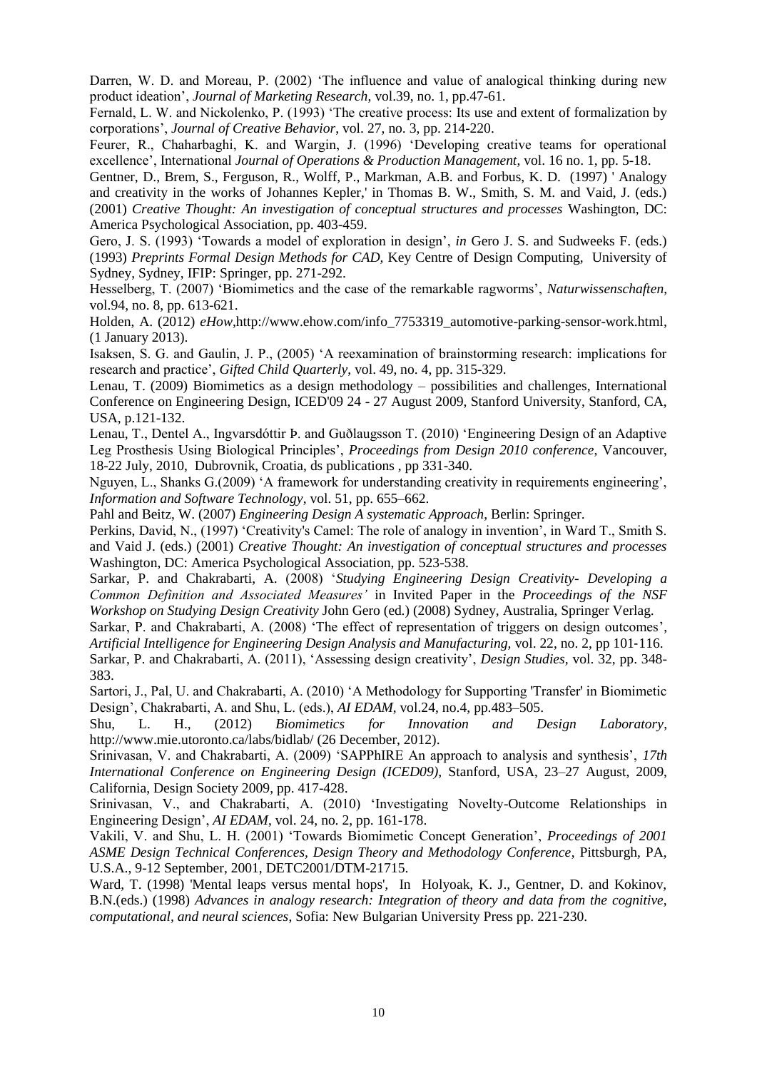Darren, W. D. and Moreau, P. (2002) 'The influence and value of analogical thinking during new product ideation', *Journal of Marketing Research*, vol.39, no. 1, pp.47-61.

Fernald, L. W. and Nickolenko, P. (1993) 'The creative process: Its use and extent of formalization by corporations', *Journal of Creative Behavior*, vol. 27, no. 3, pp. 214-220.

Feurer, R., Chaharbaghi, K. and Wargin, J. (1996) 'Developing creative teams for operational excellence', International *Journal of Operations & Production Management*, vol. 16 no. 1, pp. 5-18.

Gentner, D., Brem, S., Ferguson, R., Wolff, P., Markman, A.B. and Forbus, K. D. (1997) ' Analogy and creativity in the works of Johannes Kepler,' in Thomas B. W., Smith, S. M. and Vaid, J. (eds.) (2001) *Creative Thought: An investigation of conceptual structures and processes* Washington, DC: America Psychological Association, pp. 403-459.

Gero, J. S. (1993) 'Towards a model of exploration in design', *in* Gero J. S. and Sudweeks F. (eds.) (1993) *Preprints Formal Design Methods for CAD*, Key Centre of Design Computing, University of Sydney, Sydney, IFIP: Springer, pp. 271-292.

Hesselberg, T. (2007) 'Biomimetics and the case of the remarkable ragworms', *Naturwissenschaften*, vol.94, no. 8, pp. 613-621.

Holden, A. (2012) *eHow*,http://www.ehow.com/info_7753319_automotive-parking-sensor-work.html, (1 January 2013).

Isaksen, S. G. and Gaulin, J. P., (2005) 'A reexamination of brainstorming research: implications for research and practice', *Gifted Child Quarterly*, vol. 49, no. 4, pp. 315-329.

Lenau, T. (2009) Biomimetics as a design methodology – possibilities and challenges, International Conference on Engineering Design, ICED'09 24 - 27 August 2009, Stanford University, Stanford, CA, USA, p.121-132.

Lenau, T., Dentel A., Ingvarsdóttir Þ. and Guðlaugsson T. (2010) 'Engineering Design of an Adaptive Leg Prosthesis Using Biological Principles', *Proceedings from Design 2010 conference*, Vancouver, 18-22 July, 2010, Dubrovnik, Croatia, ds publications , pp 331-340.

Nguyen, L., Shanks G.(2009) 'A framework for understanding creativity in requirements engineering', *Information and Software Technology*, vol. 51, pp. 655–662.

Pahl and Beitz, W. (2007) *Engineering Design A systematic Approach*, Berlin: Springer.

Perkins, David, N., (1997) 'Creativity's Camel: The role of analogy in invention', in Ward T., Smith S. and Vaid J. (eds.) (2001) *Creative Thought: An investigation of conceptual structures and processes* Washington, DC: America Psychological Association, pp. 523-538.

Sarkar, P. and Chakrabarti, A. (2008) '*Studying Engineering Design Creativity- Developing a Common Definition and Associated Measures'* in Invited Paper in the *Proceedings of the NSF Workshop on Studying Design Creativity* John Gero (ed.) (2008) Sydney, Australia, Springer Verlag.

Sarkar, P. and Chakrabarti, A. (2008) 'The effect of representation of triggers on design outcomes', *Artificial Intelligence for Engineering Design Analysis and Manufacturing*, vol. 22, no. 2, pp 101-116.

Sarkar, P. and Chakrabarti, A. (2011), 'Assessing design creativity', *Design Studies*, vol. 32, pp. 348-383.

Sartori, J., Pal, U. and Chakrabarti, A. (2010) 'A Methodology for Supporting 'Transfer' in Biomimetic Design', Chakrabarti, A. and Shu, L. (eds.), *AI EDAM*, vol.24, no.4, pp.483–505.

Shu, L. H., (2012) *Biomimetics for Innovation and Design Laboratory*, http://www.mie.utoronto.ca/labs/bidlab/ (26 December, 2012).

Srinivasan, V. and Chakrabarti, A. (2009) 'SAPPhIRE An approach to analysis and synthesis', *17th International Conference on Engineering Design (ICED09),* Stanford, USA, 23–27 August, 2009, California, Design Society 2009, pp. 417-428.

Srinivasan, V., and Chakrabarti, A. (2010) 'Investigating Novelty-Outcome Relationships in Engineering Design', *AI EDAM*, vol. 24, no. 2, pp. 161-178.

Vakili, V. and Shu, L. H. (2001) 'Towards Biomimetic Concept Generation', *Proceedings of 2001 ASME Design Technical Conferences, Design Theory and Methodology Conference*, Pittsburgh, PA, U.S.A., 9-12 September, 2001, DETC2001/DTM-21715.

Ward, T. (1998) 'Mental leaps versus mental hops', In Holyoak, K. J., Gentner, D. and Kokinov, B.N.(eds.) (1998) *Advances in analogy research: Integration of theory and data from the cognitive, computational, and neural sciences*, Sofia: New Bulgarian University Press pp. 221-230.